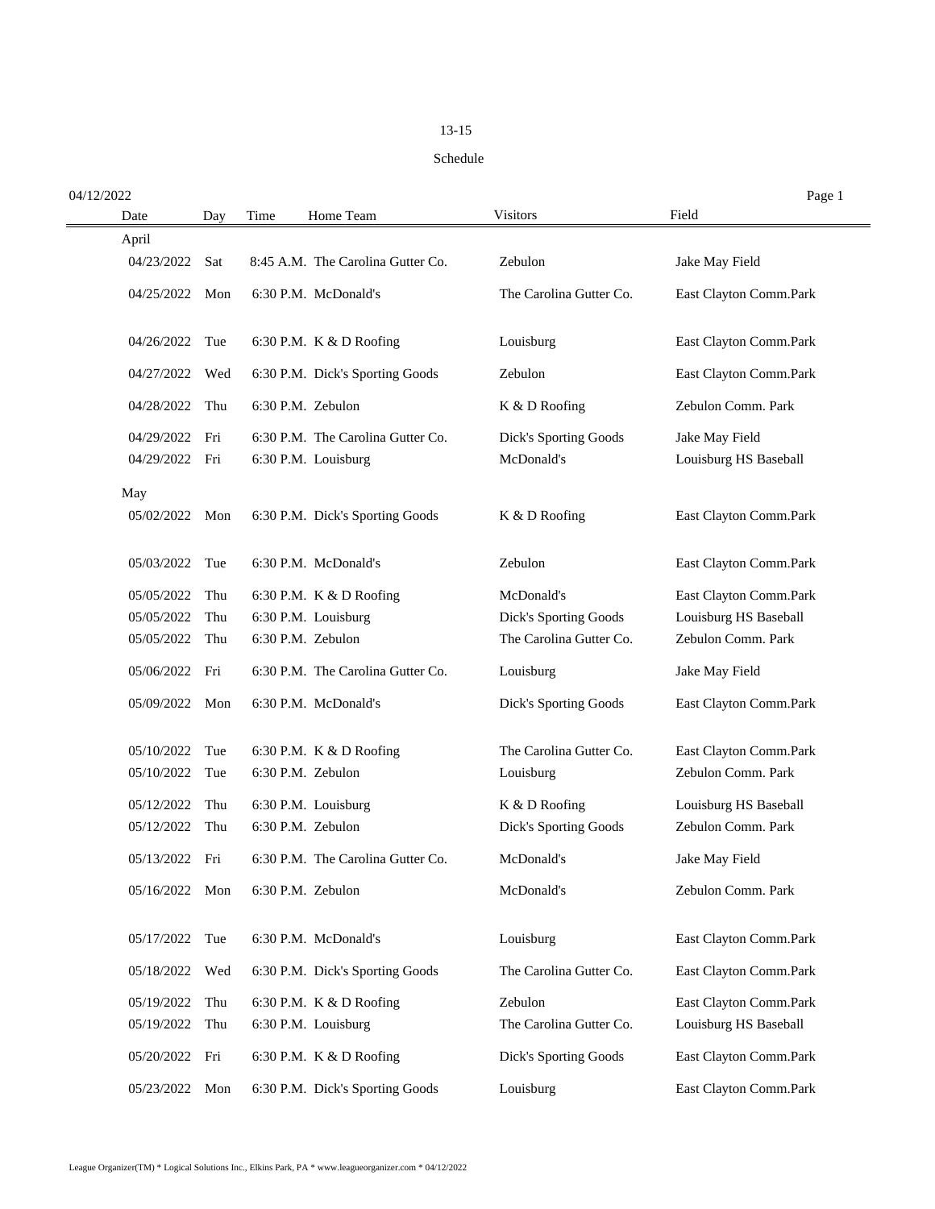# 13-15

## Schedule

04/12/2022

| Date | Day | Time | Home Team | Visitors | Field |
|---|---|---|---|---|---|
| April | | | | | |
| 04/23/2022 | Sat | 8:45 A.M. | The Carolina Gutter Co. | Zebulon | Jake May Field |
| 04/25/2022 | Mon | 6:30 P.M. | McDonald's | The Carolina Gutter Co. | East Clayton Comm.Park |
| 04/26/2022 | Tue | 6:30 P.M. | K & D Roofing | Louisburg | East Clayton Comm.Park |
| 04/27/2022 | Wed | 6:30 P.M. | Dick's Sporting Goods | Zebulon | East Clayton Comm.Park |
| 04/28/2022 | Thu | 6:30 P.M. | Zebulon | K & D Roofing | Zebulon Comm. Park |
| 04/29/2022 | Fri | 6:30 P.M. | The Carolina Gutter Co. | Dick's Sporting Goods | Jake May Field |
| 04/29/2022 | Fri | 6:30 P.M. | Louisburg | McDonald's | Louisburg HS Baseball |
| May | | | | | |
| 05/02/2022 | Mon | 6:30 P.M. | Dick's Sporting Goods | K & D Roofing | East Clayton Comm.Park |
| 05/03/2022 | Tue | 6:30 P.M. | McDonald's | Zebulon | East Clayton Comm.Park |
| 05/05/2022 | Thu | 6:30 P.M. | K & D Roofing | McDonald's | East Clayton Comm.Park |
| 05/05/2022 | Thu | 6:30 P.M. | Louisburg | Dick's Sporting Goods | Louisburg HS Baseball |
| 05/05/2022 | Thu | 6:30 P.M. | Zebulon | The Carolina Gutter Co. | Zebulon Comm. Park |
| 05/06/2022 | Fri | 6:30 P.M. | The Carolina Gutter Co. | Louisburg | Jake May Field |
| 05/09/2022 | Mon | 6:30 P.M. | McDonald's | Dick's Sporting Goods | East Clayton Comm.Park |
| 05/10/2022 | Tue | 6:30 P.M. | K & D Roofing | The Carolina Gutter Co. | East Clayton Comm.Park |
| 05/10/2022 | Tue | 6:30 P.M. | Zebulon | Louisburg | Zebulon Comm. Park |
| 05/12/2022 | Thu | 6:30 P.M. | Louisburg | K & D Roofing | Louisburg HS Baseball |
| 05/12/2022 | Thu | 6:30 P.M. | Zebulon | Dick's Sporting Goods | Zebulon Comm. Park |
| 05/13/2022 | Fri | 6:30 P.M. | The Carolina Gutter Co. | McDonald's | Jake May Field |
| 05/16/2022 | Mon | 6:30 P.M. | Zebulon | McDonald's | Zebulon Comm. Park |
| 05/17/2022 | Tue | 6:30 P.M. | McDonald's | Louisburg | East Clayton Comm.Park |
| 05/18/2022 | Wed | 6:30 P.M. | Dick's Sporting Goods | The Carolina Gutter Co. | East Clayton Comm.Park |
| 05/19/2022 | Thu | 6:30 P.M. | K & D Roofing | Zebulon | East Clayton Comm.Park |
| 05/19/2022 | Thu | 6:30 P.M. | Louisburg | The Carolina Gutter Co. | Louisburg HS Baseball |
| 05/20/2022 | Fri | 6:30 P.M. | K & D Roofing | Dick's Sporting Goods | East Clayton Comm.Park |
| 05/23/2022 | Mon | 6:30 P.M. | Dick's Sporting Goods | Louisburg | East Clayton Comm.Park |

League Organizer(TM) * Logical Solutions Inc., Elkins Park, PA * www.leagueorganizer.com * 04/12/2022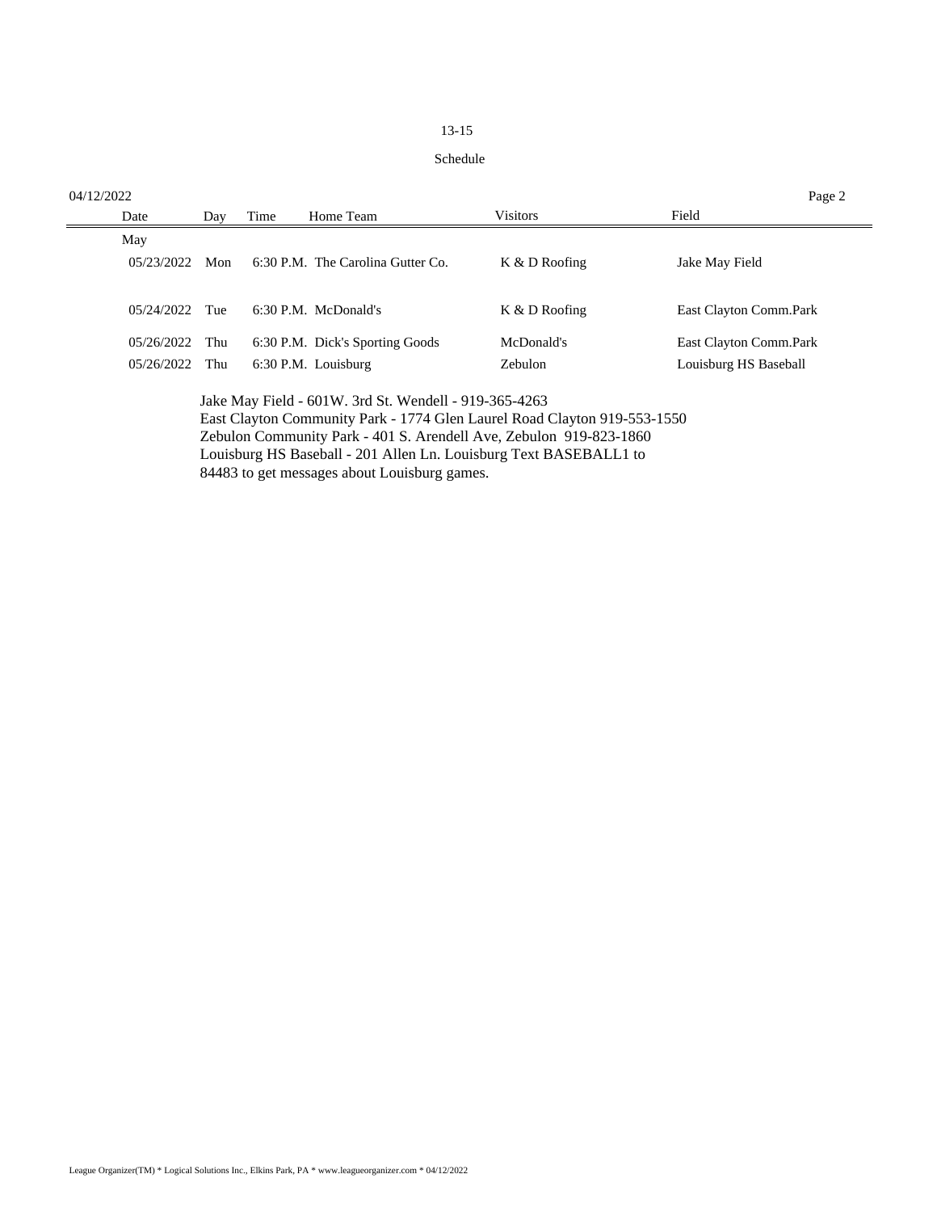13-15

Schedule

04/12/2022

| Date | Day | Time | Home Team | Visitors | Field |
|---|---|---|---|---|---|
| May | | | | | |
| 05/23/2022 | Mon | 6:30 P.M. | The Carolina Gutter Co. | K & D Roofing | Jake May Field |
| 05/24/2022 | Tue | 6:30 P.M. | McDonald's | K & D Roofing | East Clayton Comm.Park |
| 05/26/2022 | Thu | 6:30 P.M. | Dick's Sporting Goods | McDonald's | East Clayton Comm.Park |
| 05/26/2022 | Thu | 6:30 P.M. | Louisburg | Zebulon | Louisburg HS Baseball |

Jake May Field - 601W. 3rd St. Wendell - 919-365-4263
East Clayton Community Park - 1774 Glen Laurel Road Clayton 919-553-1550
Zebulon Community Park - 401 S. Arendell Ave, Zebulon 919-823-1860
Louisburg HS Baseball - 201 Allen Ln. Louisburg Text BASEBALL1 to 84483 to get messages about Louisburg games.

League Organizer(TM) * Logical Solutions Inc., Elkins Park, PA * www.leagueorganizer.com * 04/12/2022